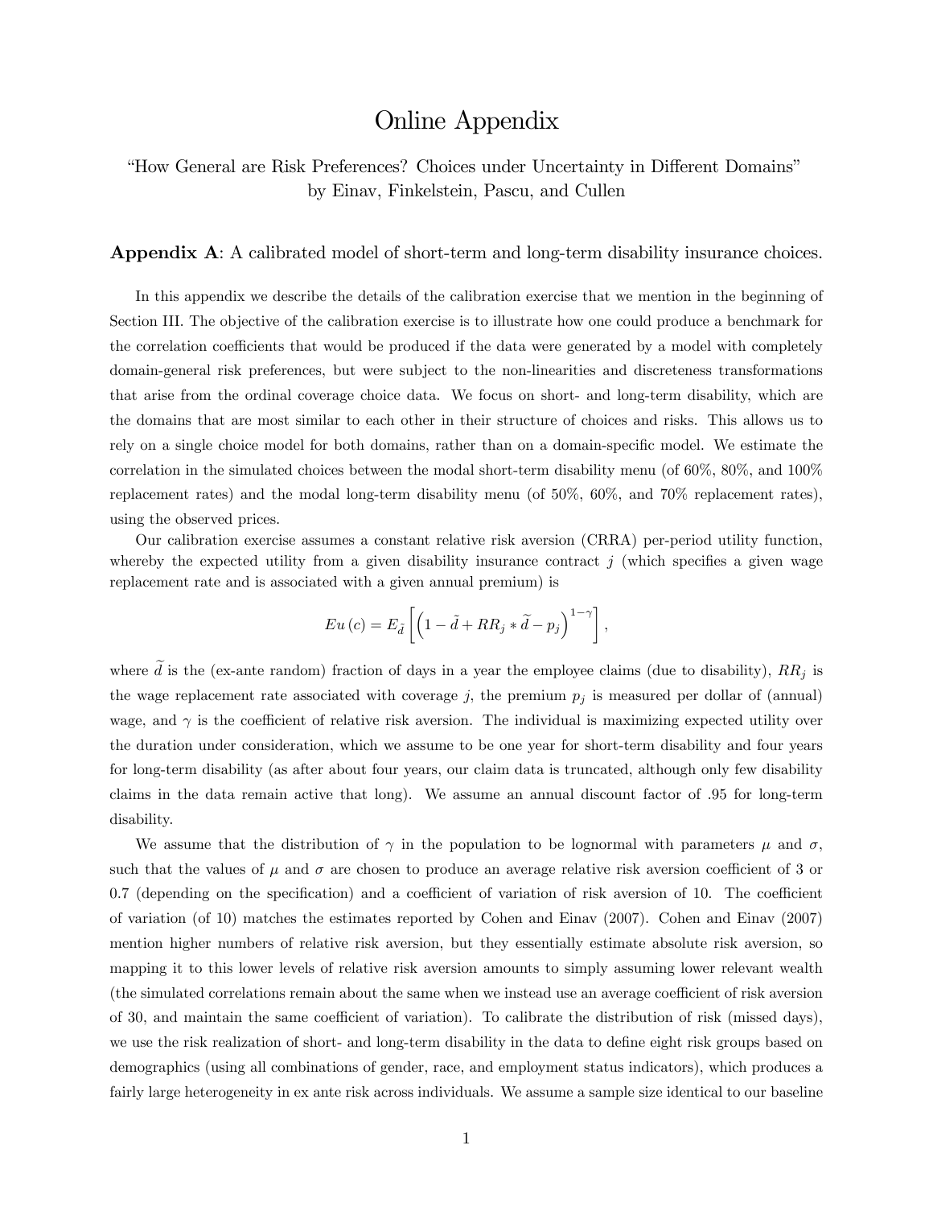# Online Appendix

"How General are Risk Preferences? Choices under Uncertainty in Different Domains"
by Einav, Finkelstein, Pascu, and Cullen

**Appendix A**: A calibrated model of short-term and long-term disability insurance choices.

In this appendix we describe the details of the calibration exercise that we mention in the beginning of Section III. The objective of the calibration exercise is to illustrate how one could produce a benchmark for the correlation coefficients that would be produced if the data were generated by a model with completely domain-general risk preferences, but were subject to the non-linearities and discreteness transformations that arise from the ordinal coverage choice data. We focus on short- and long-term disability, which are the domains that are most similar to each other in their structure of choices and risks. This allows us to rely on a single choice model for both domains, rather than on a domain-specific model. We estimate the correlation in the simulated choices between the modal short-term disability menu (of 60%, 80%, and 100% replacement rates) and the modal long-term disability menu (of 50%, 60%, and 70% replacement rates), using the observed prices.

Our calibration exercise assumes a constant relative risk aversion (CRRA) per-period utility function, whereby the expected utility from a given disability insurance contract $j$ (which specifies a given wage replacement rate and is associated with a given annual premium) is

$$Eu(c) = E_{\tilde{d}}\left[\left(1 - \tilde{d} + RR_j * \tilde{d} - p_j\right)^{1-\gamma}\right],$$

where $\widetilde{d}$ is the (ex-ante random) fraction of days in a year the employee claims (due to disability), $RR_j$ is the wage replacement rate associated with coverage $j$, the premium $p_j$ is measured per dollar of (annual) wage, and $\gamma$ is the coefficient of relative risk aversion. The individual is maximizing expected utility over the duration under consideration, which we assume to be one year for short-term disability and four years for long-term disability (as after about four years, our claim data is truncated, although only few disability claims in the data remain active that long). We assume an annual discount factor of .95 for long-term disability.

We assume that the distribution of $\gamma$ in the population to be lognormal with parameters $\mu$ and $\sigma$, such that the values of $\mu$ and $\sigma$ are chosen to produce an average relative risk aversion coefficient of 3 or 0.7 (depending on the specification) and a coefficient of variation of risk aversion of 10. The coefficient of variation (of 10) matches the estimates reported by Cohen and Einav (2007). Cohen and Einav (2007) mention higher numbers of relative risk aversion, but they essentially estimate absolute risk aversion, so mapping it to this lower levels of relative risk aversion amounts to simply assuming lower relevant wealth (the simulated correlations remain about the same when we instead use an average coefficient of risk aversion of 30, and maintain the same coefficient of variation). To calibrate the distribution of risk (missed days), we use the risk realization of short- and long-term disability in the data to define eight risk groups based on demographics (using all combinations of gender, race, and employment status indicators), which produces a fairly large heterogeneity in ex ante risk across individuals. We assume a sample size identical to our baseline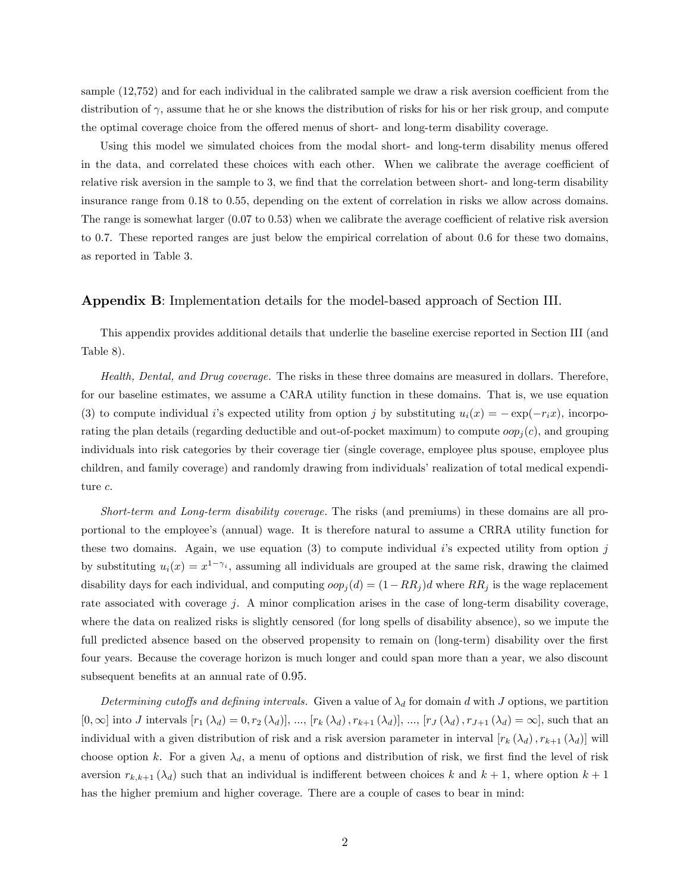sample (12,752) and for each individual in the calibrated sample we draw a risk aversion coefficient from the distribution of $\gamma$, assume that he or she knows the distribution of risks for his or her risk group, and compute the optimal coverage choice from the offered menus of short- and long-term disability coverage.

Using this model we simulated choices from the modal short- and long-term disability menus offered in the data, and correlated these choices with each other. When we calibrate the average coefficient of relative risk aversion in the sample to 3, we find that the correlation between short- and long-term disability insurance range from 0.18 to 0.55, depending on the extent of correlation in risks we allow across domains. The range is somewhat larger (0.07 to 0.53) when we calibrate the average coefficient of relative risk aversion to 0.7. These reported ranges are just below the empirical correlation of about 0.6 for these two domains, as reported in Table 3.

## **Appendix B**: Implementation details for the model-based approach of Section III.

This appendix provides additional details that underlie the baseline exercise reported in Section III (and Table 8).

*Health, Dental, and Drug coverage.* The risks in these three domains are measured in dollars. Therefore, for our baseline estimates, we assume a CARA utility function in these domains. That is, we use equation (3) to compute individual $i$'s expected utility from option $j$ by substituting $u_i(x) = -\exp(-r_i x)$, incorporating the plan details (regarding deductible and out-of-pocket maximum) to compute $oop_j(c)$, and grouping individuals into risk categories by their coverage tier (single coverage, employee plus spouse, employee plus children, and family coverage) and randomly drawing from individuals' realization of total medical expenditure $c$.

*Short-term and Long-term disability coverage.* The risks (and premiums) in these domains are all proportional to the employee's (annual) wage. It is therefore natural to assume a CRRA utility function for these two domains. Again, we use equation (3) to compute individual $i$'s expected utility from option $j$ by substituting $u_i(x) = x^{1-\gamma_i}$, assuming all individuals are grouped at the same risk, drawing the claimed disability days for each individual, and computing $oop_j(d) = (1 - RR_j)d$ where $RR_j$ is the wage replacement rate associated with coverage $j$. A minor complication arises in the case of long-term disability coverage, where the data on realized risks is slightly censored (for long spells of disability absence), so we impute the full predicted absence based on the observed propensity to remain on (long-term) disability over the first four years. Because the coverage horizon is much longer and could span more than a year, we also discount subsequent benefits at an annual rate of 0.95.

*Determining cutoffs and defining intervals.* Given a value of $\lambda_d$ for domain $d$ with $J$ options, we partition $[0, \infty]$ into $J$ intervals $[r_1(\lambda_d) = 0, r_2(\lambda_d)]$, ..., $[r_k(\lambda_d), r_{k+1}(\lambda_d)]$, ..., $[r_J(\lambda_d), r_{J+1}(\lambda_d) = \infty]$, such that an individual with a given distribution of risk and a risk aversion parameter in interval $[r_k(\lambda_d), r_{k+1}(\lambda_d)]$ will choose option $k$. For a given $\lambda_d$, a menu of options and distribution of risk, we first find the level of risk aversion $r_{k,k+1}(\lambda_d)$ such that an individual is indifferent between choices $k$ and $k+1$, where option $k+1$ has the higher premium and higher coverage. There are a couple of cases to bear in mind: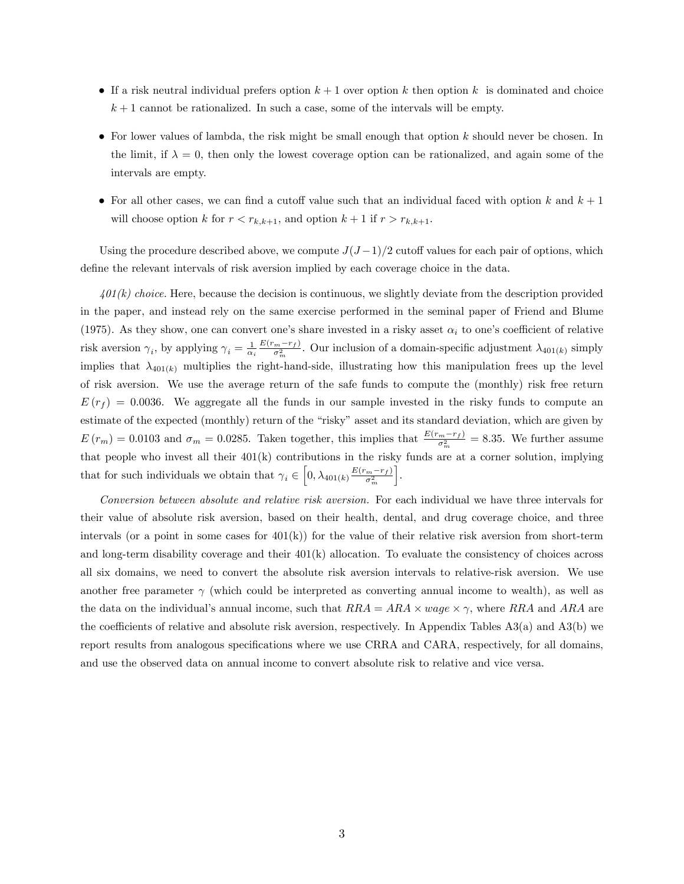- If a risk neutral individual prefers option $k+1$ over option $k$ then option $k$ is dominated and choice $k+1$ cannot be rationalized. In such a case, some of the intervals will be empty.
- For lower values of lambda, the risk might be small enough that option $k$ should never be chosen. In the limit, if $\lambda = 0$, then only the lowest coverage option can be rationalized, and again some of the intervals are empty.
- For all other cases, we can find a cutoff value such that an individual faced with option $k$ and $k+1$ will choose option $k$ for $r < r_{k,k+1}$, and option $k+1$ if $r > r_{k,k+1}$.

Using the procedure described above, we compute $J(J-1)/2$ cutoff values for each pair of options, which define the relevant intervals of risk aversion implied by each coverage choice in the data.

*401(k) choice.* Here, because the decision is continuous, we slightly deviate from the description provided in the paper, and instead rely on the same exercise performed in the seminal paper of Friend and Blume (1975). As they show, one can convert one's share invested in a risky asset $\alpha_i$ to one's coefficient of relative risk aversion $\gamma_i$, by applying $\gamma_i = \frac{1}{\alpha_i} \frac{E(r_m - r_f)}{\sigma_m^2}$. Our inclusion of a domain-specific adjustment $\lambda_{401(k)}$ simply implies that $\lambda_{401(k)}$ multiplies the right-hand-side, illustrating how this manipulation frees up the level of risk aversion. We use the average return of the safe funds to compute the (monthly) risk free return $E(r_f) = 0.0036$. We aggregate all the funds in our sample invested in the risky funds to compute an estimate of the expected (monthly) return of the "risky" asset and its standard deviation, which are given by $E(r_m) = 0.0103$ and $\sigma_m = 0.0285$. Taken together, this implies that $\frac{E(r_m - r_f)}{\sigma_m^2} = 8.35$. We further assume that people who invest all their 401(k) contributions in the risky funds are at a corner solution, implying that for such individuals we obtain that $\gamma_i \in \left[0, \lambda_{401(k)} \frac{E(r_m - r_f)}{\sigma_m^2}\right]$.

*Conversion between absolute and relative risk aversion.* For each individual we have three intervals for their value of absolute risk aversion, based on their health, dental, and drug coverage choice, and three intervals (or a point in some cases for 401(k)) for the value of their relative risk aversion from short-term and long-term disability coverage and their 401(k) allocation. To evaluate the consistency of choices across all six domains, we need to convert the absolute risk aversion intervals to relative-risk aversion. We use another free parameter $\gamma$ (which could be interpreted as converting annual income to wealth), as well as the data on the individual's annual income, such that $RRA = ARA \times wage \times \gamma$, where $RRA$ and $ARA$ are the coefficients of relative and absolute risk aversion, respectively. In Appendix Tables A3(a) and A3(b) we report results from analogous specifications where we use CRRA and CARA, respectively, for all domains, and use the observed data on annual income to convert absolute risk to relative and vice versa.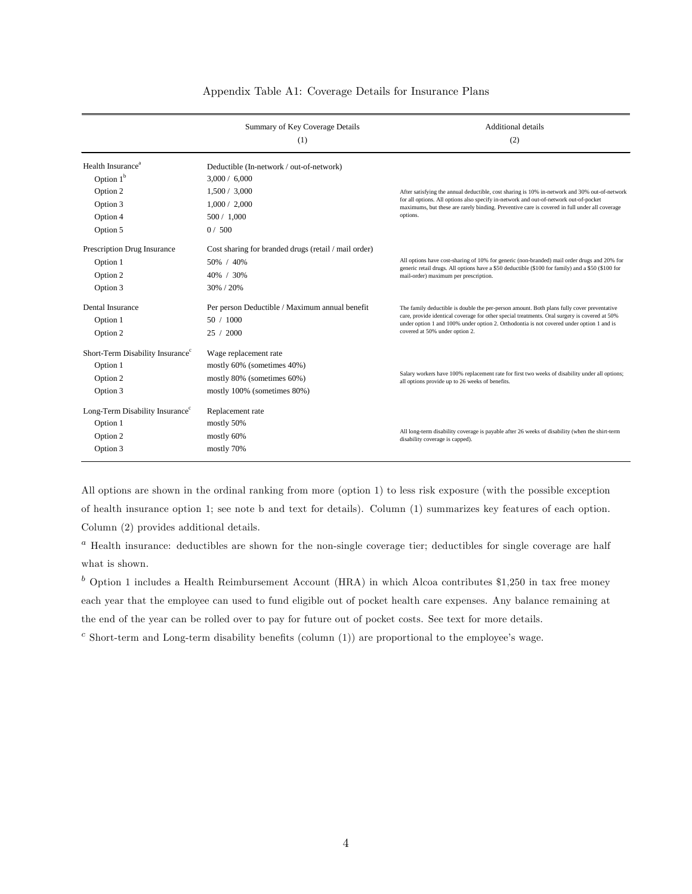Appendix Table A1: Coverage Details for Insurance Plans

| | Summary of Key Coverage Details | Additional details |
|---|---|---|
| | (1) | (2) |
| Health Insurance[a] | Deductible (In-network / out-of-network) | |
| Option 1[b] | 3,000 / 6,000 | |
| Option 2 | 1,500 / 3,000 | After satisfying the annual deductible, cost sharing is 10% in-network and 30% out-of-network for all options. All options also specify in-network and out-of-network out-of-pocket maximums, but these are rarely binding. Preventive care is covered in full under all coverage options. |
| Option 3 | 1,000 / 2,000 | |
| Option 4 | 500 / 1,000 | |
| Option 5 | 0 / 500 | |
| Prescription Drug Insurance | Cost sharing for branded drugs (retail / mail order) | |
| Option 1 | 50% / 40% | All options have cost-sharing of 10% for generic (non-branded) mail order drugs and 20% for generic retail drugs. All options have a $50 deductible ($100 for family) and a $50 ($100 for mail-order) maximum per prescription. |
| Option 2 | 40% / 30% | |
| Option 3 | 30% / 20% | |
| Dental Insurance | Per person Deductible / Maximum annual benefit | The family deductible is double the per-person amount. Both plans fully cover preventative care, provide identical coverage for other special treatments. Oral surgery is covered at 50% under option 1 and 100% under option 2. Orthodontia is not covered under option 1 and is covered at 50% under option 2. |
| Option 1 | 50 / 1000 | |
| Option 2 | 25 / 2000 | |
| Short-Term Disability Insurance[c] | Wage replacement rate | |
| Option 1 | mostly 60% (sometimes 40%) | Salary workers have 100% replacement rate for first two weeks of disability under all options; all options provide up to 26 weeks of benefits. |
| Option 2 | mostly 80% (sometimes 60%) | |
| Option 3 | mostly 100% (sometimes 80%) | |
| Long-Term Disability Insurance[c] | Replacement rate | |
| Option 1 | mostly 50% | All long-term disability coverage is payable after 26 weeks of disability (when the shirt-term disability coverage is capped). |
| Option 2 | mostly 60% | |
| Option 3 | mostly 70% | |

All options are shown in the ordinal ranking from more (option 1) to less risk exposure (with the possible exception of health insurance option 1; see note b and text for details). Column (1) summarizes key features of each option. Column (2) provides additional details.

[a] Health insurance: deductibles are shown for the non-single coverage tier; deductibles for single coverage are half what is shown.

[b] Option 1 includes a Health Reimbursement Account (HRA) in which Alcoa contributes $1,250 in tax free money each year that the employee can used to fund eligible out of pocket health care expenses. Any balance remaining at the end of the year can be rolled over to pay for future out of pocket costs. See text for more details.

[c] Short-term and Long-term disability benefits (column (1)) are proportional to the employee's wage.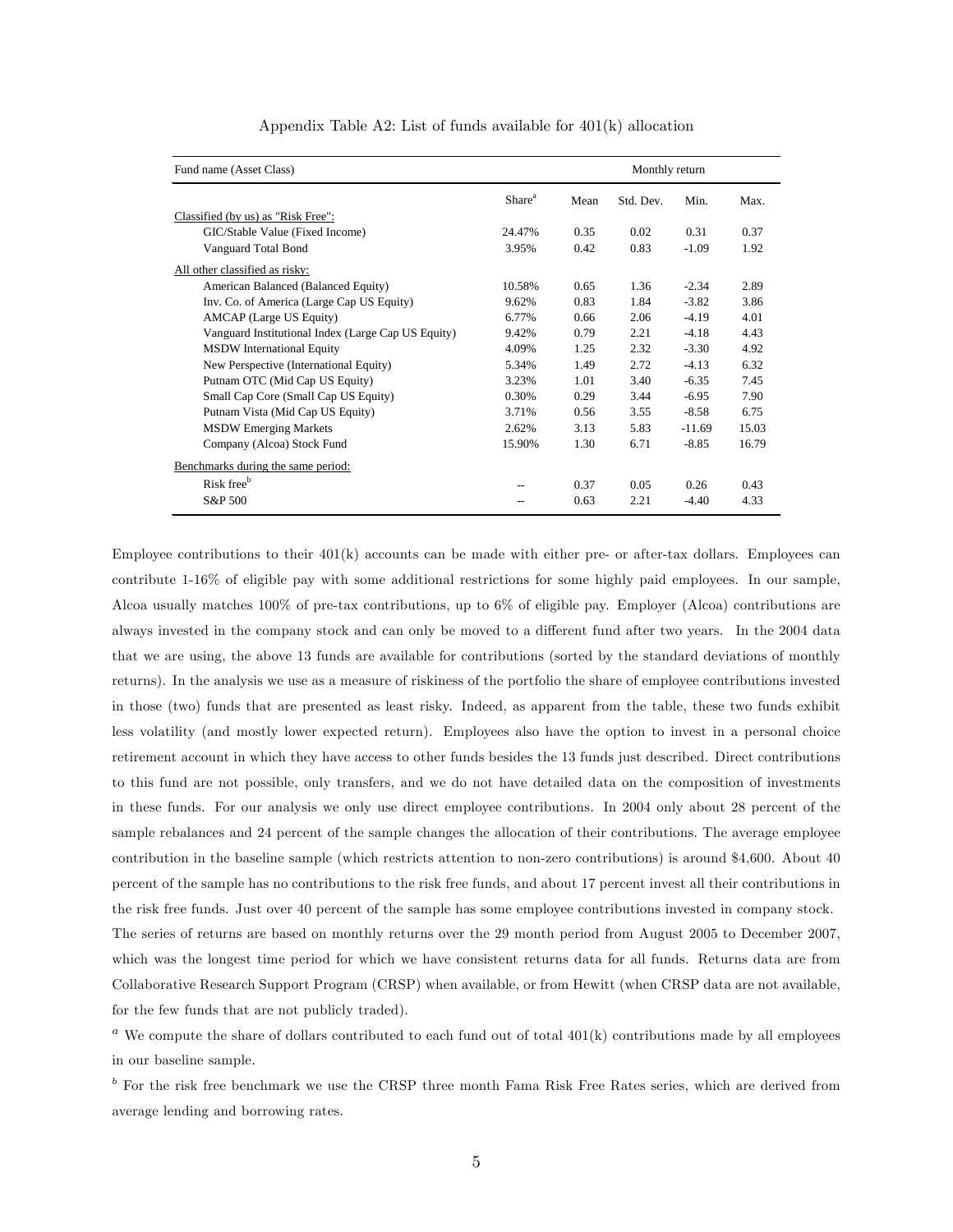Appendix Table A2: List of funds available for 401(k) allocation

| Fund name (Asset Class) | | Monthly return | | | |
|---|---|---|---|---|---|
| | Share[a] | Mean | Std. Dev. | Min. | Max. |
| Classified (by us) as "Risk Free": | | | | | |
| GIC/Stable Value (Fixed Income) | 24.47% | 0.35 | 0.02 | 0.31 | 0.37 |
| Vanguard Total Bond | 3.95% | 0.42 | 0.83 | -1.09 | 1.92 |
| All other classified as risky: | | | | | |
| American Balanced (Balanced Equity) | 10.58% | 0.65 | 1.36 | -2.34 | 2.89 |
| Inv. Co. of America (Large Cap US Equity) | 9.62% | 0.83 | 1.84 | -3.82 | 3.86 |
| AMCAP (Large US Equity) | 6.77% | 0.66 | 2.06 | -4.19 | 4.01 |
| Vanguard Institutional Index (Large Cap US Equity) | 9.42% | 0.79 | 2.21 | -4.18 | 4.43 |
| MSDW International Equity | 4.09% | 1.25 | 2.32 | -3.30 | 4.92 |
| New Perspective (International Equity) | 5.34% | 1.49 | 2.72 | -4.13 | 6.32 |
| Putnam OTC (Mid Cap US Equity) | 3.23% | 1.01 | 3.40 | -6.35 | 7.45 |
| Small Cap Core (Small Cap US Equity) | 0.30% | 0.29 | 3.44 | -6.95 | 7.90 |
| Putnam Vista (Mid Cap US Equity) | 3.71% | 0.56 | 3.55 | -8.58 | 6.75 |
| MSDW Emerging Markets | 2.62% | 3.13 | 5.83 | -11.69 | 15.03 |
| Company (Alcoa) Stock Fund | 15.90% | 1.30 | 6.71 | -8.85 | 16.79 |
| Benchmarks during the same period: | | | | | |
| Risk free[b] | -- | 0.37 | 0.05 | 0.26 | 0.43 |
| S&P 500 | -- | 0.63 | 2.21 | -4.40 | 4.33 |

Employee contributions to their 401(k) accounts can be made with either pre- or after-tax dollars. Employees can contribute 1-16% of eligible pay with some additional restrictions for some highly paid employees. In our sample, Alcoa usually matches 100% of pre-tax contributions, up to 6% of eligible pay. Employer (Alcoa) contributions are always invested in the company stock and can only be moved to a different fund after two years. In the 2004 data that we are using, the above 13 funds are available for contributions (sorted by the standard deviations of monthly returns). In the analysis we use as a measure of riskiness of the portfolio the share of employee contributions invested in those (two) funds that are presented as least risky. Indeed, as apparent from the table, these two funds exhibit less volatility (and mostly lower expected return). Employees also have the option to invest in a personal choice retirement account in which they have access to other funds besides the 13 funds just described. Direct contributions to this fund are not possible, only transfers, and we do not have detailed data on the composition of investments in these funds. For our analysis we only use direct employee contributions. In 2004 only about 28 percent of the sample rebalances and 24 percent of the sample changes the allocation of their contributions. The average employee contribution in the baseline sample (which restricts attention to non-zero contributions) is around $4,600. About 40 percent of the sample has no contributions to the risk free funds, and about 17 percent invest all their contributions in the risk free funds. Just over 40 percent of the sample has some employee contributions invested in company stock.

The series of returns are based on monthly returns over the 29 month period from August 2005 to December 2007, which was the longest time period for which we have consistent returns data for all funds. Returns data are from Collaborative Research Support Program (CRSP) when available, or from Hewitt (when CRSP data are not available, for the few funds that are not publicly traded).

[a] We compute the share of dollars contributed to each fund out of total 401(k) contributions made by all employees in our baseline sample.

[b] For the risk free benchmark we use the CRSP three month Fama Risk Free Rates series, which are derived from average lending and borrowing rates.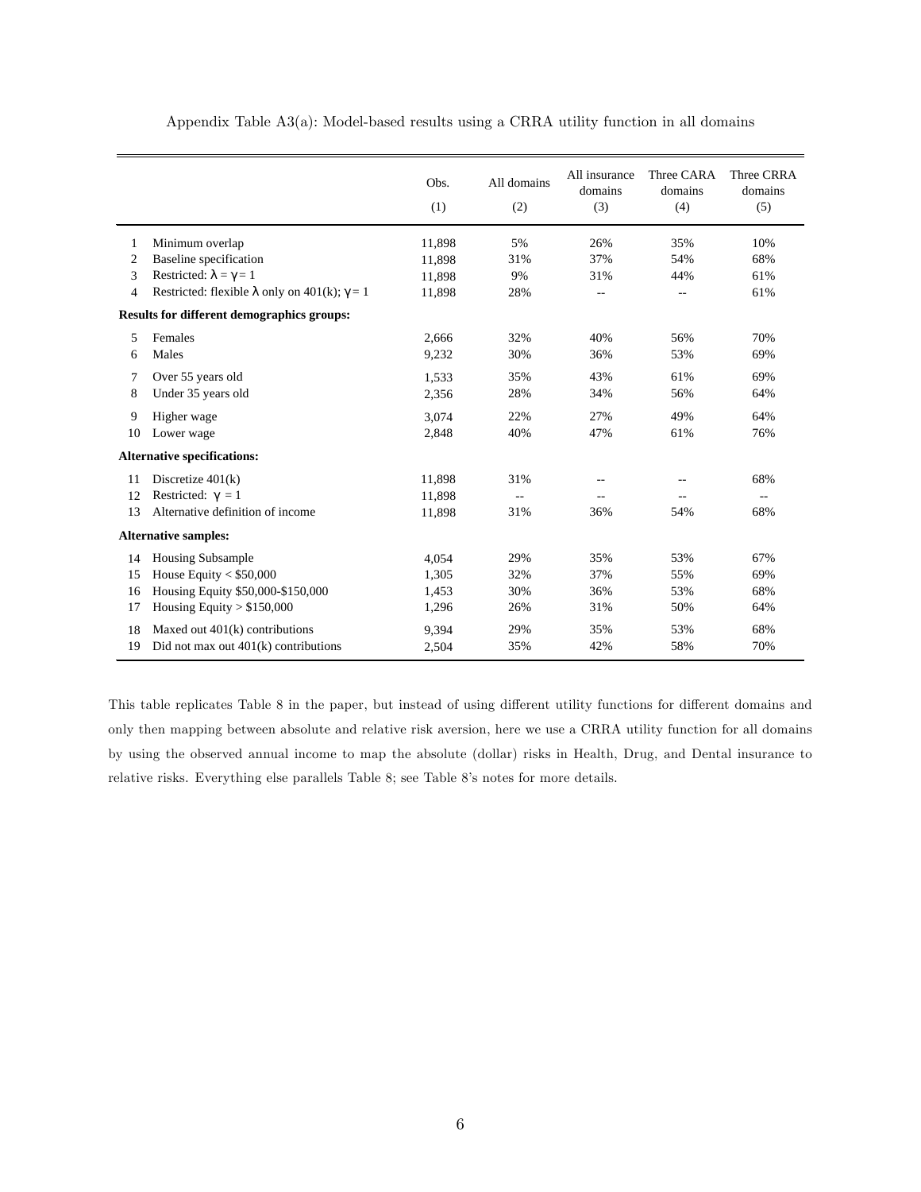Appendix Table A3(a): Model-based results using a CRRA utility function in all domains

| | | Obs.<br>(1) | All domains<br>(2) | All insurance domains<br>(3) | Three CARA domains<br>(4) | Three CRRA domains<br>(5) |
|---|---|---|---|---|---|---|
| 1 | Minimum overlap | 11,898 | 5% | 26% | 35% | 10% |
| 2 | Baseline specification | 11,898 | 31% | 37% | 54% | 68% |
| 3 | Restricted: $\lambda = \gamma = 1$ | 11,898 | 9% | 31% | 44% | 61% |
| 4 | Restricted: flexible $\lambda$ only on 401(k); $\gamma = 1$ | 11,898 | 28% | -- | -- | 61% |
| **Results for different demographics groups:** | | | | | | |
| 5 | Females | 2,666 | 32% | 40% | 56% | 70% |
| 6 | Males | 9,232 | 30% | 36% | 53% | 69% |
| 7 | Over 55 years old | 1,533 | 35% | 43% | 61% | 69% |
| 8 | Under 35 years old | 2,356 | 28% | 34% | 56% | 64% |
| 9 | Higher wage | 3,074 | 22% | 27% | 49% | 64% |
| 10 | Lower wage | 2,848 | 40% | 47% | 61% | 76% |
| **Alternative specifications:** | | | | | | |
| 11 | Discretize 401(k) | 11,898 | 31% | -- | -- | 68% |
| 12 | Restricted: $\gamma = 1$ | 11,898 | -- | -- | -- | -- |
| 13 | Alternative definition of income | 11,898 | 31% | 36% | 54% | 68% |
| **Alternative samples:** | | | | | | |
| 14 | Housing Subsample | 4,054 | 29% | 35% | 53% | 67% |
| 15 | House Equity < \$50,000 | 1,305 | 32% | 37% | 55% | 69% |
| 16 | Housing Equity \$50,000-\$150,000 | 1,453 | 30% | 36% | 53% | 68% |
| 17 | Housing Equity > \$150,000 | 1,296 | 26% | 31% | 50% | 64% |
| 18 | Maxed out 401(k) contributions | 9,394 | 29% | 35% | 53% | 68% |
| 19 | Did not max out 401(k) contributions | 2,504 | 35% | 42% | 58% | 70% |

This table replicates Table 8 in the paper, but instead of using different utility functions for different domains and only then mapping between absolute and relative risk aversion, here we use a CRRA utility function for all domains by using the observed annual income to map the absolute (dollar) risks in Health, Drug, and Dental insurance to relative risks. Everything else parallels Table 8; see Table 8's notes for more details.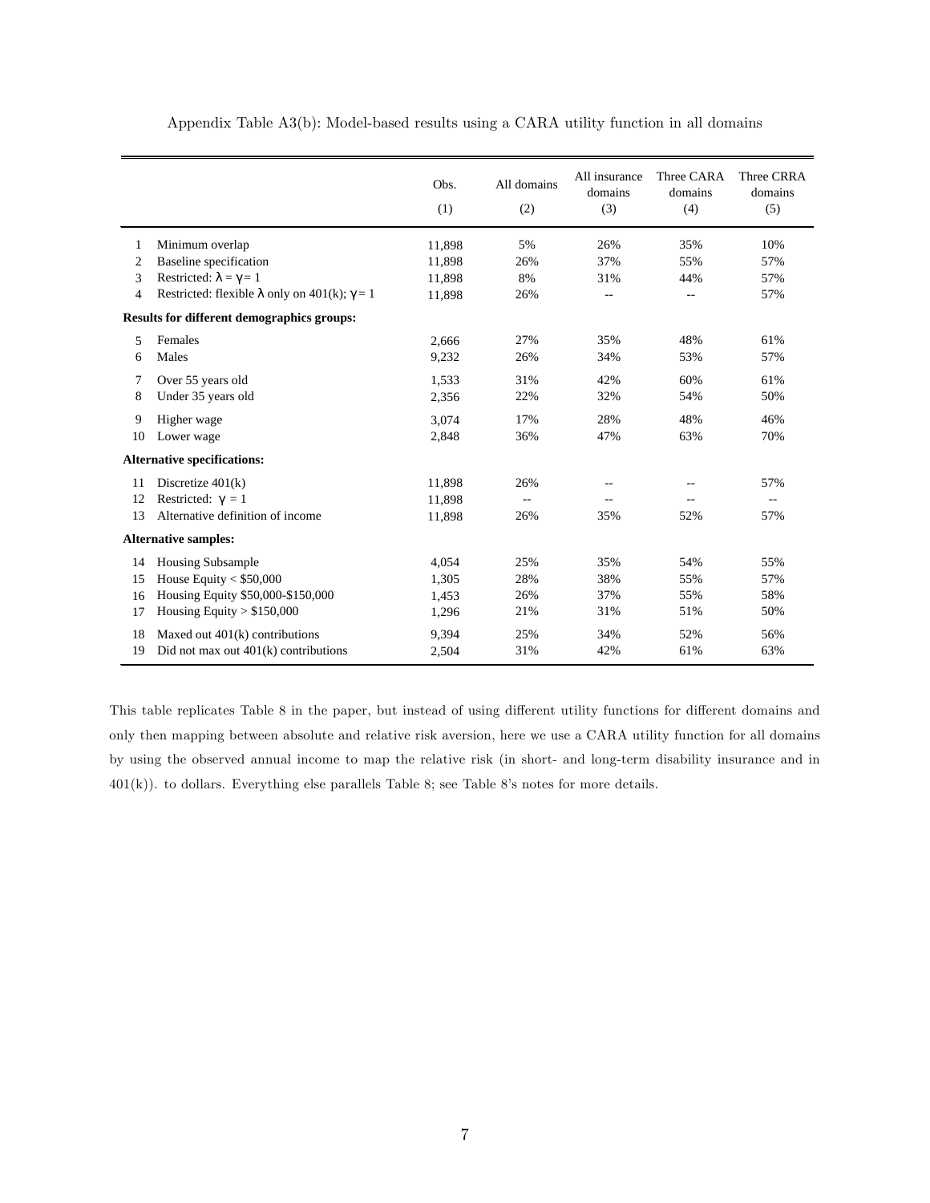Appendix Table A3(b): Model-based results using a CARA utility function in all domains

| | | Obs. (1) | All domains (2) | All insurance domains (3) | Three CARA domains (4) | Three CRRA domains (5) |
|---|---|---|---|---|---|---|
| 1 | Minimum overlap | 11,898 | 5% | 26% | 35% | 10% |
| 2 | Baseline specification | 11,898 | 26% | 37% | 55% | 57% |
| 3 | Restricted: $\lambda = \gamma = 1$ | 11,898 | 8% | 31% | 44% | 57% |
| 4 | Restricted: flexible $\lambda$ only on 401(k); $\gamma = 1$ | 11,898 | 26% | -- | -- | 57% |
| **Results for different demographics groups:** | | | | | | |
| 5 | Females | 2,666 | 27% | 35% | 48% | 61% |
| 6 | Males | 9,232 | 26% | 34% | 53% | 57% |
| 7 | Over 55 years old | 1,533 | 31% | 42% | 60% | 61% |
| 8 | Under 35 years old | 2,356 | 22% | 32% | 54% | 50% |
| 9 | Higher wage | 3,074 | 17% | 28% | 48% | 46% |
| 10 | Lower wage | 2,848 | 36% | 47% | 63% | 70% |
| **Alternative specifications:** | | | | | | |
| 11 | Discretize 401(k) | 11,898 | 26% | -- | -- | 57% |
| 12 | Restricted: $\gamma = 1$ | 11,898 | -- | -- | -- | -- |
| 13 | Alternative definition of income | 11,898 | 26% | 35% | 52% | 57% |
| **Alternative samples:** | | | | | | |
| 14 | Housing Subsample | 4,054 | 25% | 35% | 54% | 55% |
| 15 | House Equity < $50,000 | 1,305 | 28% | 38% | 55% | 57% |
| 16 | Housing Equity $50,000-$150,000 | 1,453 | 26% | 37% | 55% | 58% |
| 17 | Housing Equity > $150,000 | 1,296 | 21% | 31% | 51% | 50% |
| 18 | Maxed out 401(k) contributions | 9,394 | 25% | 34% | 52% | 56% |
| 19 | Did not max out 401(k) contributions | 2,504 | 31% | 42% | 61% | 63% |

This table replicates Table 8 in the paper, but instead of using different utility functions for different domains and only then mapping between absolute and relative risk aversion, here we use a CARA utility function for all domains by using the observed annual income to map the relative risk (in short- and long-term disability insurance and in 401(k)). to dollars. Everything else parallels Table 8; see Table 8's notes for more details.